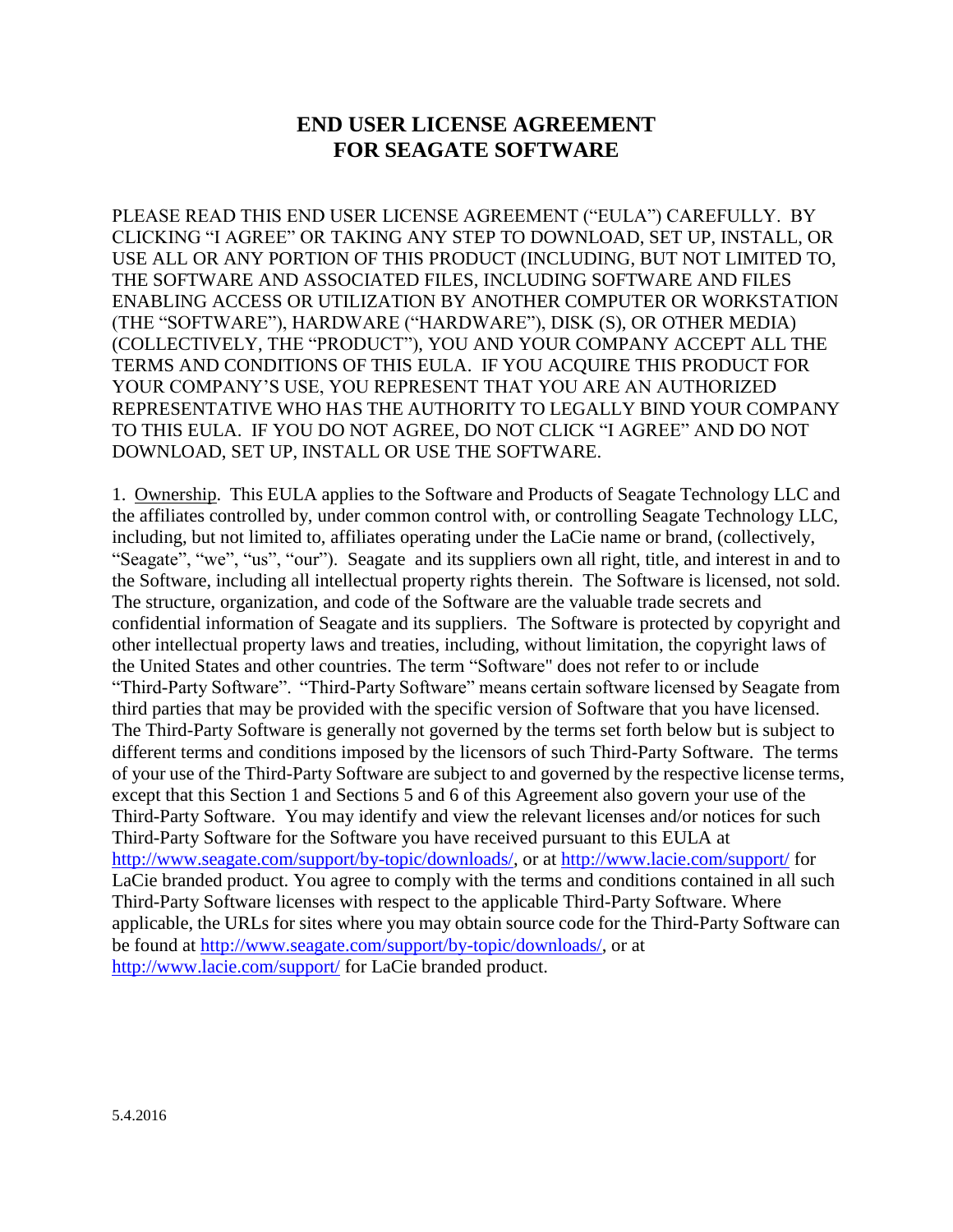# END USER LICENSE AGREEMENT FOR SEAGATE SOFTWARE

PLEASE READ THIS END USER LICENSE AGREEMENT ("EULA") CAREFULLY. BY CLICKING "I AGREE" OR TAKING ANY STEP TO DOWNLOAD, SET UP, INSTALL, OR USE ALL OR ANY PORTION OF THIS PRODUCT (INCLUDING, BUT NOT LIMITED TO, THE SOFTWARE AND ASSOCIATED FILES, INCLUDING SOFTWARE AND FILES ENABLING ACCESS OR UTILIZATION BY ANOTHER COMPUTER OR WORKSTATION (THE "SOFTWARE"), HARDWARE ("HARDWARE"), DISK (S), OR OTHER MEDIA) (COLLECTIVELY, THE "PRODUCT"), YOU AND YOUR COMPANY ACCEPT ALL THE TERMS AND CONDITIONS OF THIS EULA. IF YOU ACQUIRE THIS PRODUCT FOR YOUR COMPANY'S USE, YOU REPRESENT THAT YOU ARE AN AUTHORIZED REPRESENTATIVE WHO HAS THE AUTHORITY TO LEGALLY BIND YOUR COMPANY TO THIS EULA. IF YOU DO NOT AGREE, DO NOT CLICK "I AGREE" AND DO NOT DOWNLOAD, SET UP, INSTALL OR USE THE SOFTWARE.

1. Ownership. This EULA applies to the Software and Products of Seagate Technology LLC and the affiliates controlled by, under common control with, or controlling Seagate Technology LLC, including, but not limited to, affiliates operating under the LaCie name or brand, (collectively, "Seagate", "we", "us", "our"). Seagate and its suppliers own all right, title, and interest in and to the Software, including all intellectual property rights therein. The Software is licensed, not sold. The structure, organization, and code of the Software are the valuable trade secrets and confidential information of Seagate and its suppliers. The Software is protected by copyright and other intellectual property laws and treaties, including, without limitation, the copyright laws of the United States and other countries. The term "Software" does not refer to or include "Third-Party Software". "Third-Party Software" means certain software licensed by Seagate from third parties that may be provided with the specific version of Software that you have licensed. The Third-Party Software is generally not governed by the terms set forth below but is subject to different terms and conditions imposed by the licensors of such Third-Party Software. The terms of your use of the Third-Party Software are subject to and governed by the respective license terms, except that this Section 1 and Sections 5 and 6 of this Agreement also govern your use of the Third-Party Software. You may identify and view the relevant licenses and/or notices for such Third-Party Software for the Software you have received pursuant to this EULA at http://www.seagate.com/support/by-topic/downloads/, or at http://www.lacie.com/support/ for LaCie branded product. You agree to comply with the terms and conditions contained in all such Third-Party Software licenses with respect to the applicable Third-Party Software. Where applicable, the URLs for sites where you may obtain source code for the Third-Party Software can be found at http://www.seagate.com/support/by-topic/downloads/, or at http://www.lacie.com/support/ for LaCie branded product.

5.4.2016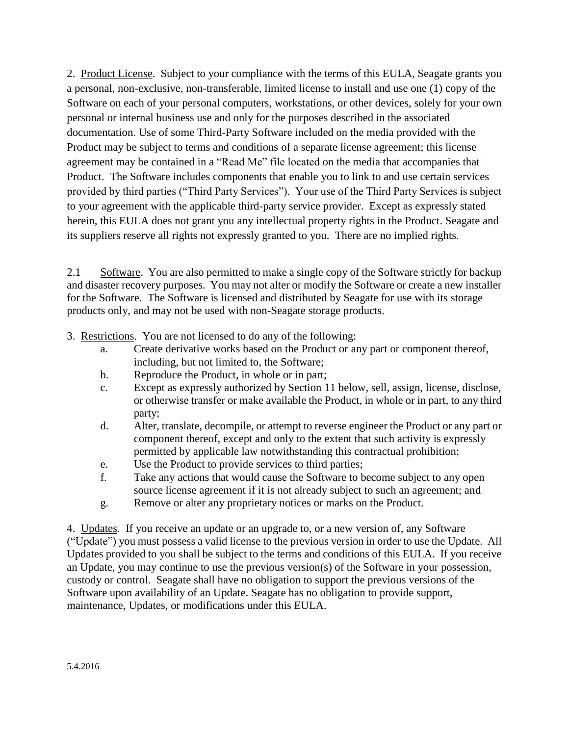2. Product License. Subject to your compliance with the terms of this EULA, Seagate grants you a personal, non-exclusive, non-transferable, limited license to install and use one (1) copy of the Software on each of your personal computers, workstations, or other devices, solely for your own personal or internal business use and only for the purposes described in the associated documentation. Use of some Third-Party Software included on the media provided with the Product may be subject to terms and conditions of a separate license agreement; this license agreement may be contained in a "Read Me" file located on the media that accompanies that Product. The Software includes components that enable you to link to and use certain services provided by third parties ("Third Party Services"). Your use of the Third Party Services is subject to your agreement with the applicable third-party service provider. Except as expressly stated herein, this EULA does not grant you any intellectual property rights in the Product. Seagate and its suppliers reserve all rights not expressly granted to you. There are no implied rights.

2.1 Software. You are also permitted to make a single copy of the Software strictly for backup and disaster recovery purposes. You may not alter or modify the Software or create a new installer for the Software. The Software is licensed and distributed by Seagate for use with its storage products only, and may not be used with non-Seagate storage products.

3. Restrictions. You are not licensed to do any of the following:

a. Create derivative works based on the Product or any part or component thereof, including, but not limited to, the Software;

b. Reproduce the Product, in whole or in part;

c. Except as expressly authorized by Section 11 below, sell, assign, license, disclose, or otherwise transfer or make available the Product, in whole or in part, to any third party;

d. Alter, translate, decompile, or attempt to reverse engineer the Product or any part or component thereof, except and only to the extent that such activity is expressly permitted by applicable law notwithstanding this contractual prohibition;

e. Use the Product to provide services to third parties;

f. Take any actions that would cause the Software to become subject to any open source license agreement if it is not already subject to such an agreement; and

g. Remove or alter any proprietary notices or marks on the Product.

4. Updates. If you receive an update or an upgrade to, or a new version of, any Software ("Update") you must possess a valid license to the previous version in order to use the Update. All Updates provided to you shall be subject to the terms and conditions of this EULA. If you receive an Update, you may continue to use the previous version(s) of the Software in your possession, custody or control. Seagate shall have no obligation to support the previous versions of the Software upon availability of an Update. Seagate has no obligation to provide support, maintenance, Updates, or modifications under this EULA.

5.4.2016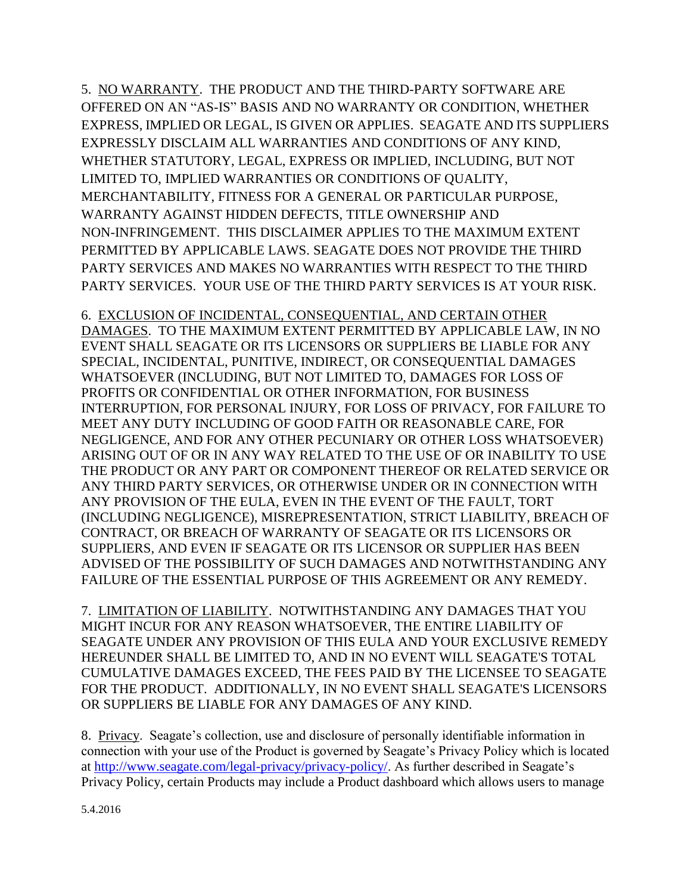5. <u>NO WARRANTY</u>. THE PRODUCT AND THE THIRD-PARTY SOFTWARE ARE OFFERED ON AN "AS-IS" BASIS AND NO WARRANTY OR CONDITION, WHETHER EXPRESS, IMPLIED OR LEGAL, IS GIVEN OR APPLIES. SEAGATE AND ITS SUPPLIERS EXPRESSLY DISCLAIM ALL WARRANTIES AND CONDITIONS OF ANY KIND, WHETHER STATUTORY, LEGAL, EXPRESS OR IMPLIED, INCLUDING, BUT NOT LIMITED TO, IMPLIED WARRANTIES OR CONDITIONS OF QUALITY, MERCHANTABILITY, FITNESS FOR A GENERAL OR PARTICULAR PURPOSE, WARRANTY AGAINST HIDDEN DEFECTS, TITLE OWNERSHIP AND NON-INFRINGEMENT. THIS DISCLAIMER APPLIES TO THE MAXIMUM EXTENT PERMITTED BY APPLICABLE LAWS. SEAGATE DOES NOT PROVIDE THE THIRD PARTY SERVICES AND MAKES NO WARRANTIES WITH RESPECT TO THE THIRD PARTY SERVICES. YOUR USE OF THE THIRD PARTY SERVICES IS AT YOUR RISK.

6. <u>EXCLUSION OF INCIDENTAL, CONSEQUENTIAL, AND CERTAIN OTHER DAMAGES</u>. TO THE MAXIMUM EXTENT PERMITTED BY APPLICABLE LAW, IN NO EVENT SHALL SEAGATE OR ITS LICENSORS OR SUPPLIERS BE LIABLE FOR ANY SPECIAL, INCIDENTAL, PUNITIVE, INDIRECT, OR CONSEQUENTIAL DAMAGES WHATSOEVER (INCLUDING, BUT NOT LIMITED TO, DAMAGES FOR LOSS OF PROFITS OR CONFIDENTIAL OR OTHER INFORMATION, FOR BUSINESS INTERRUPTION, FOR PERSONAL INJURY, FOR LOSS OF PRIVACY, FOR FAILURE TO MEET ANY DUTY INCLUDING OF GOOD FAITH OR REASONABLE CARE, FOR NEGLIGENCE, AND FOR ANY OTHER PECUNIARY OR OTHER LOSS WHATSOEVER) ARISING OUT OF OR IN ANY WAY RELATED TO THE USE OF OR INABILITY TO USE THE PRODUCT OR ANY PART OR COMPONENT THEREOF OR RELATED SERVICE OR ANY THIRD PARTY SERVICES, OR OTHERWISE UNDER OR IN CONNECTION WITH ANY PROVISION OF THE EULA, EVEN IN THE EVENT OF THE FAULT, TORT (INCLUDING NEGLIGENCE), MISREPRESENTATION, STRICT LIABILITY, BREACH OF CONTRACT, OR BREACH OF WARRANTY OF SEAGATE OR ITS LICENSORS OR SUPPLIERS, AND EVEN IF SEAGATE OR ITS LICENSOR OR SUPPLIER HAS BEEN ADVISED OF THE POSSIBILITY OF SUCH DAMAGES AND NOTWITHSTANDING ANY FAILURE OF THE ESSENTIAL PURPOSE OF THIS AGREEMENT OR ANY REMEDY.

7. <u>LIMITATION OF LIABILITY</u>. NOTWITHSTANDING ANY DAMAGES THAT YOU MIGHT INCUR FOR ANY REASON WHATSOEVER, THE ENTIRE LIABILITY OF SEAGATE UNDER ANY PROVISION OF THIS EULA AND YOUR EXCLUSIVE REMEDY HEREUNDER SHALL BE LIMITED TO, AND IN NO EVENT WILL SEAGATE'S TOTAL CUMULATIVE DAMAGES EXCEED, THE FEES PAID BY THE LICENSEE TO SEAGATE FOR THE PRODUCT. ADDITIONALLY, IN NO EVENT SHALL SEAGATE'S LICENSORS OR SUPPLIERS BE LIABLE FOR ANY DAMAGES OF ANY KIND.

8. <u>Privacy</u>. Seagate's collection, use and disclosure of personally identifiable information in connection with your use of the Product is governed by Seagate's Privacy Policy which is located at http://www.seagate.com/legal-privacy/privacy-policy/. As further described in Seagate's Privacy Policy, certain Products may include a Product dashboard which allows users to manage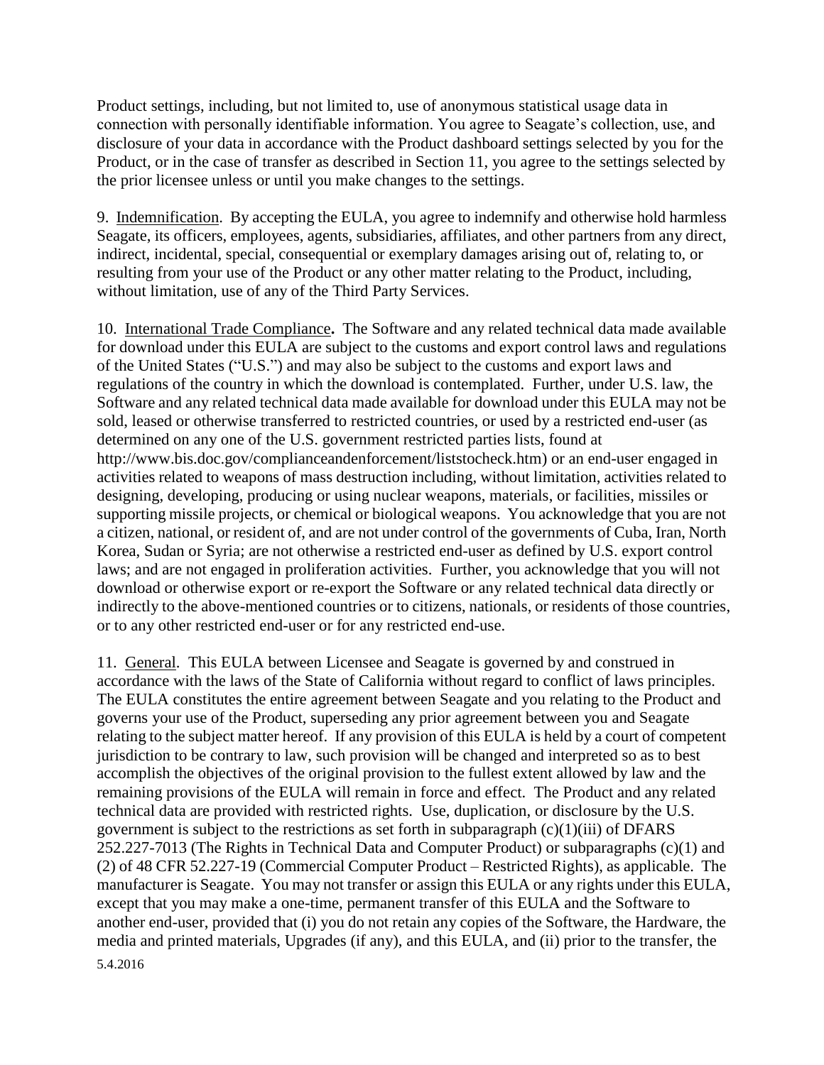Product settings, including, but not limited to, use of anonymous statistical usage data in connection with personally identifiable information. You agree to Seagate's collection, use, and disclosure of your data in accordance with the Product dashboard settings selected by you for the Product, or in the case of transfer as described in Section 11, you agree to the settings selected by the prior licensee unless or until you make changes to the settings.

9. Indemnification. By accepting the EULA, you agree to indemnify and otherwise hold harmless Seagate, its officers, employees, agents, subsidiaries, affiliates, and other partners from any direct, indirect, incidental, special, consequential or exemplary damages arising out of, relating to, or resulting from your use of the Product or any other matter relating to the Product, including, without limitation, use of any of the Third Party Services.

10. International Trade Compliance**.** The Software and any related technical data made available for download under this EULA are subject to the customs and export control laws and regulations of the United States ("U.S.") and may also be subject to the customs and export laws and regulations of the country in which the download is contemplated. Further, under U.S. law, the Software and any related technical data made available for download under this EULA may not be sold, leased or otherwise transferred to restricted countries, or used by a restricted end-user (as determined on any one of the U.S. government restricted parties lists, found at http://www.bis.doc.gov/complianceandenforcement/liststocheck.htm) or an end-user engaged in activities related to weapons of mass destruction including, without limitation, activities related to designing, developing, producing or using nuclear weapons, materials, or facilities, missiles or supporting missile projects, or chemical or biological weapons. You acknowledge that you are not a citizen, national, or resident of, and are not under control of the governments of Cuba, Iran, North Korea, Sudan or Syria; are not otherwise a restricted end-user as defined by U.S. export control laws; and are not engaged in proliferation activities. Further, you acknowledge that you will not download or otherwise export or re-export the Software or any related technical data directly or indirectly to the above-mentioned countries or to citizens, nationals, or residents of those countries, or to any other restricted end-user or for any restricted end-use.

11. General. This EULA between Licensee and Seagate is governed by and construed in accordance with the laws of the State of California without regard to conflict of laws principles. The EULA constitutes the entire agreement between Seagate and you relating to the Product and governs your use of the Product, superseding any prior agreement between you and Seagate relating to the subject matter hereof. If any provision of this EULA is held by a court of competent jurisdiction to be contrary to law, such provision will be changed and interpreted so as to best accomplish the objectives of the original provision to the fullest extent allowed by law and the remaining provisions of the EULA will remain in force and effect. The Product and any related technical data are provided with restricted rights. Use, duplication, or disclosure by the U.S. government is subject to the restrictions as set forth in subparagraph (c)(1)(iii) of DFARS 252.227-7013 (The Rights in Technical Data and Computer Product) or subparagraphs (c)(1) and (2) of 48 CFR 52.227-19 (Commercial Computer Product – Restricted Rights), as applicable. The manufacturer is Seagate. You may not transfer or assign this EULA or any rights under this EULA, except that you may make a one-time, permanent transfer of this EULA and the Software to another end-user, provided that (i) you do not retain any copies of the Software, the Hardware, the media and printed materials, Upgrades (if any), and this EULA, and (ii) prior to the transfer, the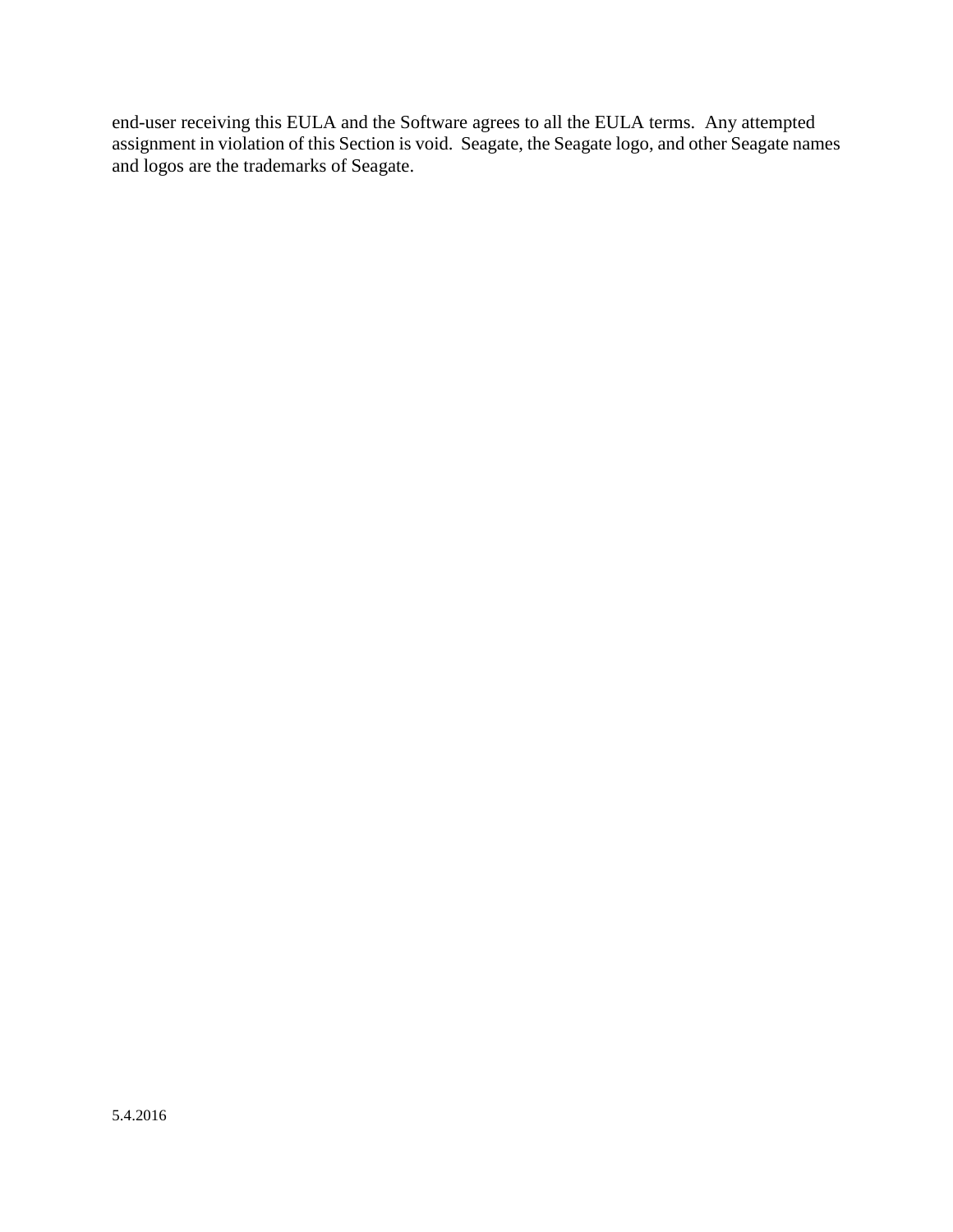end-user receiving this EULA and the Software agrees to all the EULA terms. Any attempted assignment in violation of this Section is void. Seagate, the Seagate logo, and other Seagate names and logos are the trademarks of Seagate.

5.4.2016